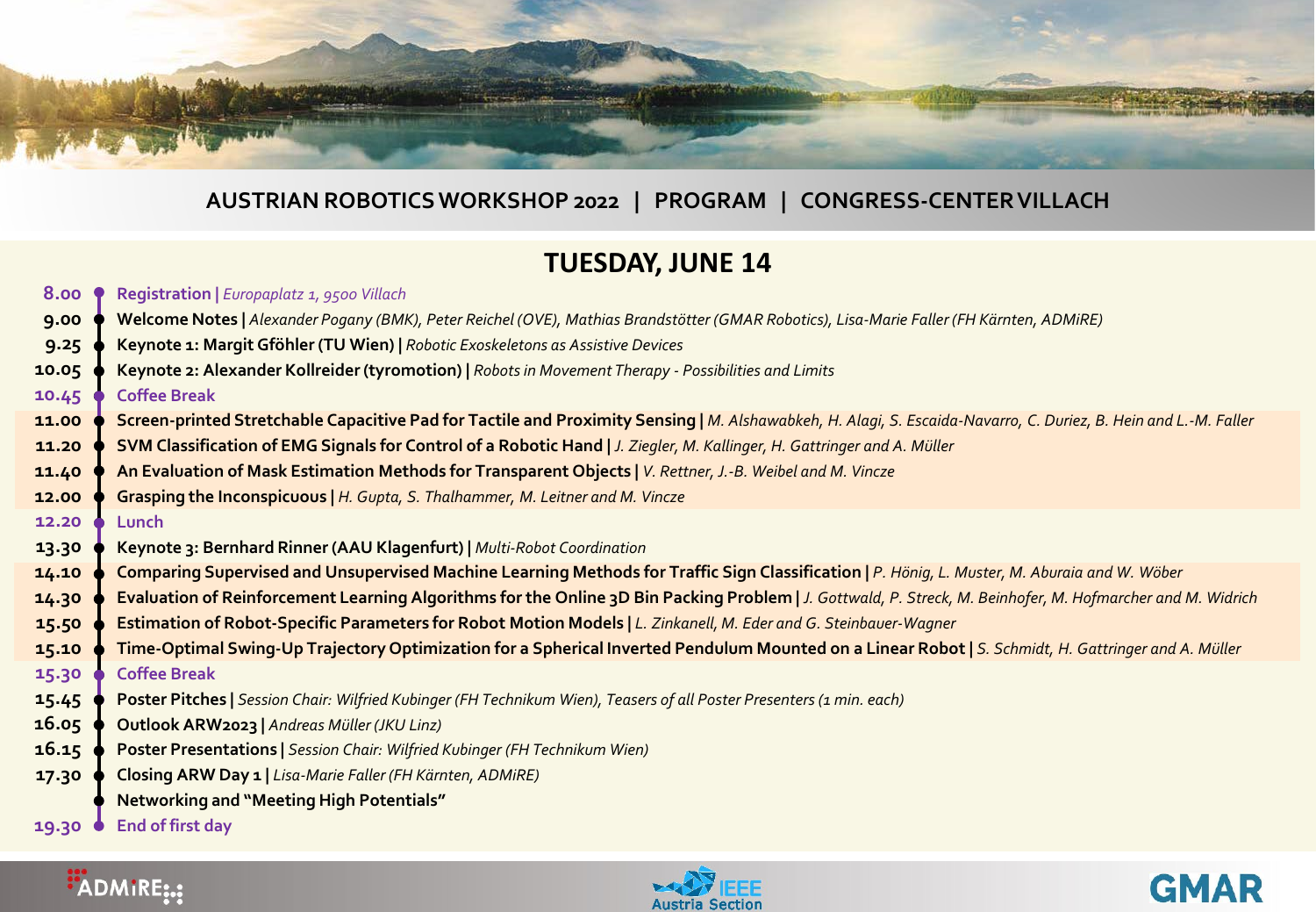# AUSTRIAN ROBOTICS WORKSHOP 2022 | PROGRAM | CONGRESS-CENTER VILLACH

## TUESDAY, JUNE 14

- **8.00** — **Registration** | *Europaplatz 1, 9500 Villach*
- **9.00** — **Welcome Notes** | *Alexander Pogany (BMK), Peter Reichel (OVE), Mathias Brandstötter (GMAR Robotics), Lisa-Marie Faller (FH Kärnten, ADMiRE)*
- **9.25** — **Keynote 1: Margit Gföhler (TU Wien)** | *Robotic Exoskeletons as Assistive Devices*
- **10.05** — **Keynote 2: Alexander Kollreider (tyromotion)** | *Robots in Movement Therapy - Possibilities and Limits*
- **10.45** — **Coffee Break**
- **11.00** — **Screen-printed Stretchable Capacitive Pad for Tactile and Proximity Sensing** | *M. Alshawabkeh, H. Alagi, S. Escaida-Navarro, C. Duriez, B. Hein and L.-M. Faller*
- **11.20** — **SVM Classification of EMG Signals for Control of a Robotic Hand** | *J. Ziegler, M. Kallinger, H. Gattringer and A. Müller*
- **11.40** — **An Evaluation of Mask Estimation Methods for Transparent Objects** | *V. Rettner, J.-B. Weibel and M. Vincze*
- **12.00** — **Grasping the Inconspicuous** | *H. Gupta, S. Thalhammer, M. Leitner and M. Vincze*
- **12.20** — **Lunch**
- **13.30** — **Keynote 3: Bernhard Rinner (AAU Klagenfurt)** | *Multi-Robot Coordination*
- **14.10** — **Comparing Supervised and Unsupervised Machine Learning Methods for Traffic Sign Classification** | *P. Hönig, L. Muster, M. Aburaia and W. Wöber*
- **14.30** — **Evaluation of Reinforcement Learning Algorithms for the Online 3D Bin Packing Problem** | *J. Gottwald, P. Streck, M. Beinhofer, M. Hofmarcher and M. Widrich*
- **15.50** — **Estimation of Robot-Specific Parameters for Robot Motion Models** | *L. Zinkanell, M. Eder and G. Steinbauer-Wagner*
- **15.10** — **Time-Optimal Swing-Up Trajectory Optimization for a Spherical Inverted Pendulum Mounted on a Linear Robot** | *S. Schmidt, H. Gattringer and A. Müller*
- **15.30** — **Coffee Break**
- **15.45** — **Poster Pitches** | *Session Chair: Wilfried Kubinger (FH Technikum Wien), Teasers of all Poster Presenters (1 min. each)*
- **16.05** — **Outlook ARW2023** | *Andreas Müller (JKU Linz)*
- **16.15** — **Poster Presentations** | *Session Chair: Wilfried Kubinger (FH Technikum Wien)*
- **17.30** — **Closing ARW Day 1** | *Lisa-Marie Faller (FH Kärnten, ADMiRE)*
- **Networking and "Meeting High Potentials"**
- **19.30** — **End of first day**

ADMiRE | IEEE Austria Section | GMAR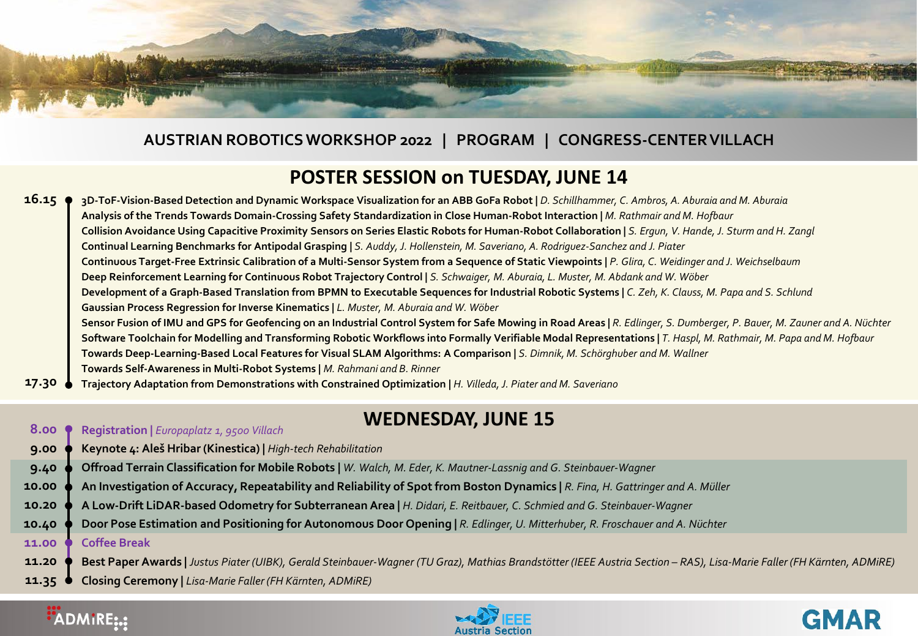**AUSTRIAN ROBOTICS WORKSHOP 2022 | PROGRAM | CONGRESS-CENTER VILLACH**

## POSTER SESSION on TUESDAY, JUNE 14

**16.15**

- **3D-ToF-Vision-Based Detection and Dynamic Workspace Visualization for an ABB GoFa Robot** | *D. Schillhammer, C. Ambros, A. Aburaia and M. Aburaia*
- **Analysis of the Trends Towards Domain-Crossing Safety Standardization in Close Human-Robot Interaction** | *M. Rathmair and M. Hofbaur*
- **Collision Avoidance Using Capacitive Proximity Sensors on Series Elastic Robots for Human-Robot Collaboration** | *S. Ergun, V. Hande, J. Sturm and H. Zangl*
- **Continual Learning Benchmarks for Antipodal Grasping** | *S. Auddy, J. Hollenstein, M. Saveriano, A. Rodriguez-Sanchez and J. Piater*
- **Continuous Target-Free Extrinsic Calibration of a Multi-Sensor System from a Sequence of Static Viewpoints** | *P. Glira, C. Weidinger and J. Weichselbaum*
- **Deep Reinforcement Learning for Continuous Robot Trajectory Control** | *S. Schwaiger, M. Aburaia, L. Muster, M. Abdank and W. Wöber*
- **Development of a Graph-Based Translation from BPMN to Executable Sequences for Industrial Robotic Systems** | *C. Zeh, K. Clauss, M. Papa and S. Schlund*
- **Gaussian Process Regression for Inverse Kinematics** | *L. Muster, M. Aburaia and W. Wöber*
- **Sensor Fusion of IMU and GPS for Geofencing on an Industrial Control System for Safe Mowing in Road Areas** | *R. Edlinger, S. Dumberger, P. Bauer, M. Zauner and A. Nüchter*
- **Software Toolchain for Modelling and Transforming Robotic Workflows into Formally Verifiable Modal Representations** | *T. Haspl, M. Rathmair, M. Papa and M. Hofbaur*
- **Towards Deep-Learning-Based Local Features for Visual SLAM Algorithms: A Comparison** | *S. Dimnik, M. Schörghuber and M. Wallner*
- **Towards Self-Awareness in Multi-Robot Systems** | *M. Rahmani and B. Rinner*
- **Trajectory Adaptation from Demonstrations with Constrained Optimization** | *H. Villeda, J. Piater and M. Saveriano*

**17.30**

## WEDNESDAY, JUNE 15

- **8.00** **Registration** | *Europaplatz 1, 9500 Villach*
- **9.00** **Keynote 4: Aleš Hribar (Kinestica)** | *High-tech Rehabilitation*
- **9.40** **Offroad Terrain Classification for Mobile Robots** | *W. Walch, M. Eder, K. Mautner-Lassnig and G. Steinbauer-Wagner*
- **10.00** **An Investigation of Accuracy, Repeatability and Reliability of Spot from Boston Dynamics** | *R. Fina, H. Gattringer and A. Müller*
- **10.20** **A Low-Drift LiDAR-based Odometry for Subterranean Area** | *H. Didari, E. Reitbauer, C. Schmied and G. Steinbauer-Wagner*
- **10.40** **Door Pose Estimation and Positioning for Autonomous Door Opening** | *R. Edlinger, U. Mitterhuber, R. Froschauer and A. Nüchter*
- **11.00** **Coffee Break**
- **11.20** **Best Paper Awards** | *Justus Piater (UIBK), Gerald Steinbauer-Wagner (TU Graz), Mathias Brandstötter (IEEE Austria Section – RAS), Lisa-Marie Faller (FH Kärnten, ADMiRE)*
- **11.35** **Closing Ceremony** | *Lisa-Marie Faller (FH Kärnten, ADMiRE)*

ADMiRE | IEEE Austria Section | GMAR